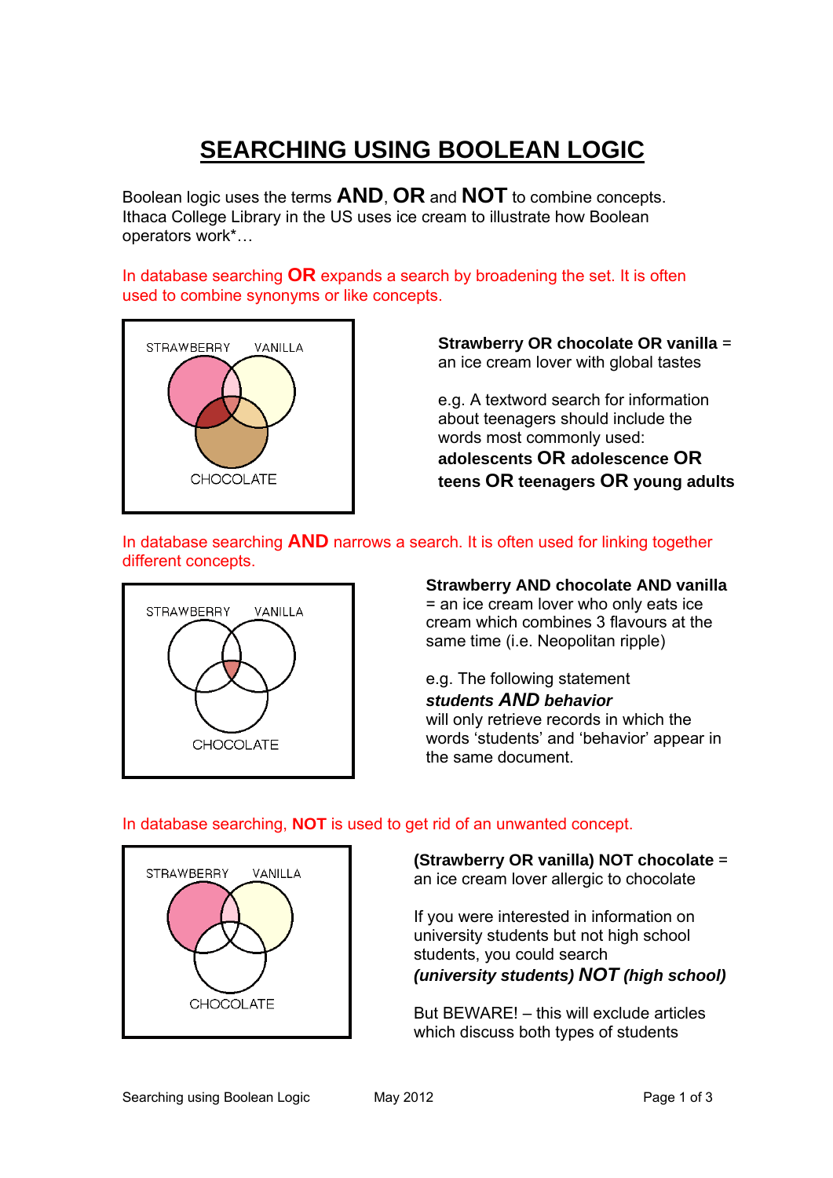# SEARCHING USING BOOLEAN LOGIC

Boolean logic uses the terms **AND**, **OR** and **NOT** to combine concepts. Ithaca College Library in the US uses ice cream to illustrate how Boolean operators work*…

In database searching **OR** expands a search by broadening the set. It is often used to combine synonyms or like concepts.

STRAWBERRY VANILLA CHOCOLATE

**Strawberry OR chocolate OR vanilla** = an ice cream lover with global tastes

e.g. A textword search for information about teenagers should include the words most commonly used:
**adolescents OR adolescence OR teens OR teenagers OR young adults**

In database searching **AND** narrows a search. It is often used for linking together different concepts.

STRAWBERRY VANILLA CHOCOLATE

**Strawberry AND chocolate AND vanilla** = an ice cream lover who only eats ice cream which combines 3 flavours at the same time (i.e. Neopolitan ripple)

e.g. The following statement
***students AND behavior***
will only retrieve records in which the words 'students' and 'behavior' appear in the same document.

In database searching, **NOT** is used to get rid of an unwanted concept.

STRAWBERRY VANILLA CHOCOLATE

**(Strawberry OR vanilla) NOT chocolate** = an ice cream lover allergic to chocolate

If you were interested in information on university students but not high school students, you could search
***(university students) NOT (high school)***

But BEWARE! – this will exclude articles which discuss both types of students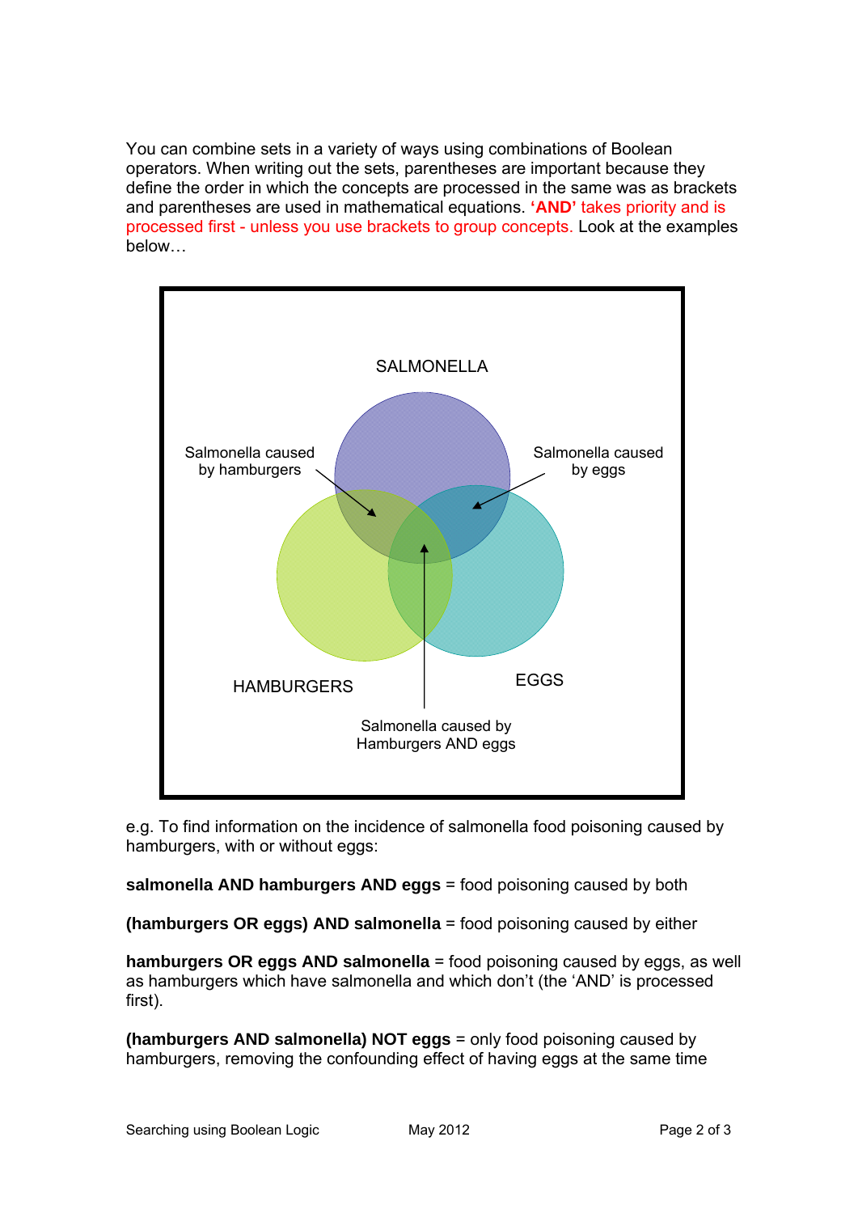You can combine sets in a variety of ways using combinations of Boolean operators. When writing out the sets, parentheses are important because they define the order in which the concepts are processed in the same was as brackets and parentheses are used in mathematical equations. **'AND'** takes priority and is processed first - unless you use brackets to group concepts. Look at the examples below…

SALMONELLA

Salmonella caused by hamburgers

Salmonella caused by eggs

HAMBURGERS

EGGS

Salmonella caused by Hamburgers AND eggs

e.g. To find information on the incidence of salmonella food poisoning caused by hamburgers, with or without eggs:

**salmonella AND hamburgers AND eggs** = food poisoning caused by both

**(hamburgers OR eggs) AND salmonella** = food poisoning caused by either

**hamburgers OR eggs AND salmonella** = food poisoning caused by eggs, as well as hamburgers which have salmonella and which don't (the 'AND' is processed first).

**(hamburgers AND salmonella) NOT eggs** = only food poisoning caused by hamburgers, removing the confounding effect of having eggs at the same time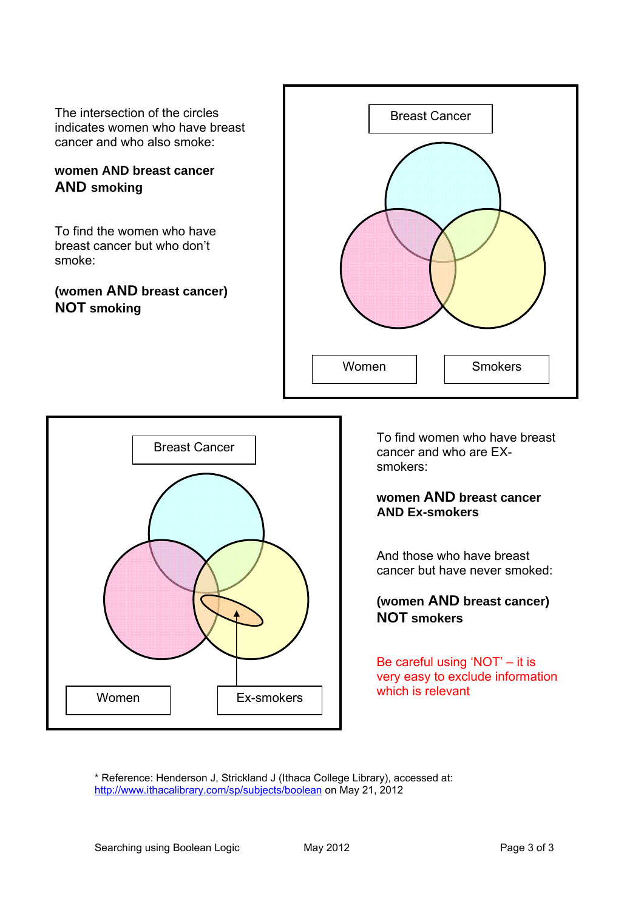The intersection of the circles indicates women who have breast cancer and who also smoke:

**women AND breast cancer AND smoking**

To find the women who have breast cancer but who don't smoke:

**(women AND breast cancer) NOT smoking**

Breast Cancer

Women

Smokers

Breast Cancer

Women

Ex-smokers

To find women who have breast cancer and who are EX-smokers:

**women AND breast cancer AND Ex-smokers**

And those who have breast cancer but have never smoked:

**(women AND breast cancer) NOT smokers**

Be careful using 'NOT' – it is very easy to exclude information which is relevant

* Reference: Henderson J, Strickland J (Ithaca College Library), accessed at: http://www.ithacalibrary.com/sp/subjects/boolean on May 21, 2012